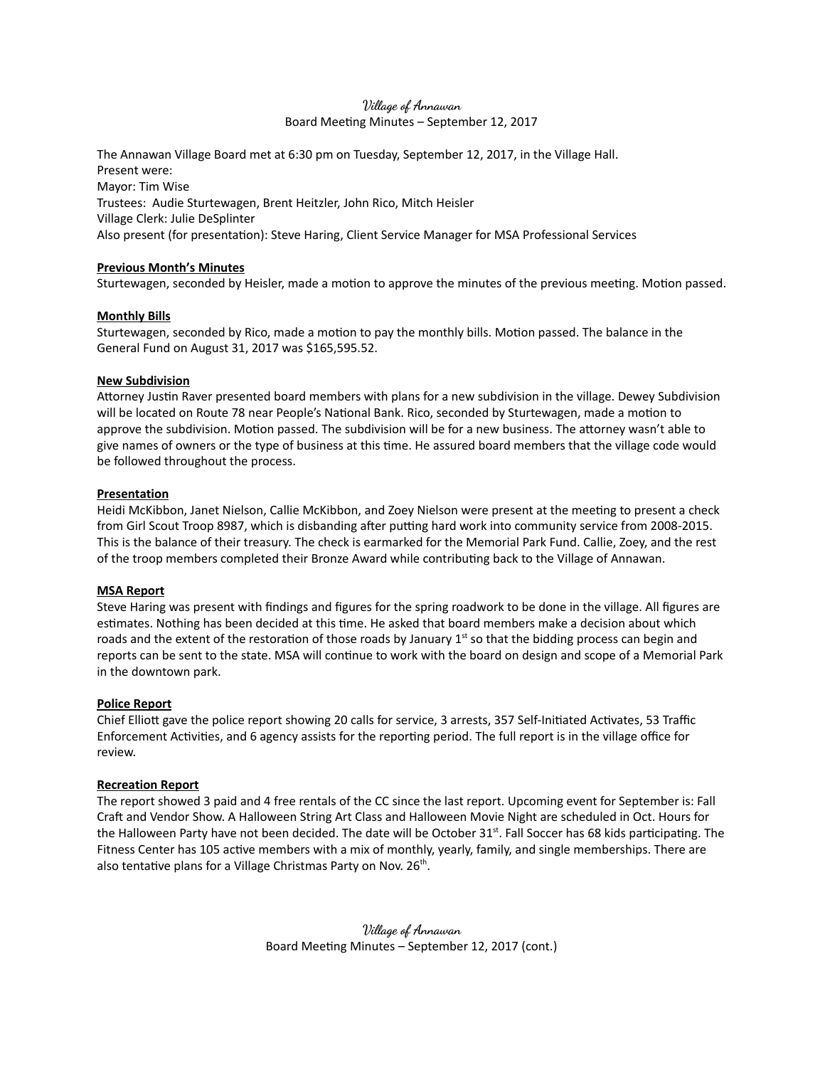# Village of Annawan

Board Meeting Minutes – September 12, 2017

The Annawan Village Board met at 6:30 pm on Tuesday, September 12, 2017, in the Village Hall.
Present were:
Mayor: Tim Wise
Trustees: Audie Sturtewagen, Brent Heitzler, John Rico, Mitch Heisler
Village Clerk: Julie DeSplinter
Also present (for presentation): Steve Haring, Client Service Manager for MSA Professional Services

**Previous Month's Minutes**

Sturtewagen, seconded by Heisler, made a motion to approve the minutes of the previous meeting. Motion passed.

**Monthly Bills**

Sturtewagen, seconded by Rico, made a motion to pay the monthly bills. Motion passed. The balance in the General Fund on August 31, 2017 was $165,595.52.

**New Subdivision**

Attorney Justin Raver presented board members with plans for a new subdivision in the village. Dewey Subdivision will be located on Route 78 near People's National Bank. Rico, seconded by Sturtewagen, made a motion to approve the subdivision. Motion passed. The subdivision will be for a new business. The attorney wasn't able to give names of owners or the type of business at this time. He assured board members that the village code would be followed throughout the process.

**Presentation**

Heidi McKibbon, Janet Nielson, Callie McKibbon, and Zoey Nielson were present at the meeting to present a check from Girl Scout Troop 8987, which is disbanding after putting hard work into community service from 2008-2015. This is the balance of their treasury. The check is earmarked for the Memorial Park Fund. Callie, Zoey, and the rest of the troop members completed their Bronze Award while contributing back to the Village of Annawan.

**MSA Report**

Steve Haring was present with findings and figures for the spring roadwork to be done in the village. All figures are estimates. Nothing has been decided at this time. He asked that board members make a decision about which roads and the extent of the restoration of those roads by January 1st so that the bidding process can begin and reports can be sent to the state. MSA will continue to work with the board on design and scope of a Memorial Park in the downtown park.

**Police Report**

Chief Elliott gave the police report showing 20 calls for service, 3 arrests, 357 Self-Initiated Activates, 53 Traffic Enforcement Activities, and 6 agency assists for the reporting period. The full report is in the village office for review.

**Recreation Report**

The report showed 3 paid and 4 free rentals of the CC since the last report. Upcoming event for September is: Fall Craft and Vendor Show. A Halloween String Art Class and Halloween Movie Night are scheduled in Oct. Hours for the Halloween Party have not been decided. The date will be October 31st. Fall Soccer has 68 kids participating. The Fitness Center has 105 active members with a mix of monthly, yearly, family, and single memberships. There are also tentative plans for a Village Christmas Party on Nov. 26th.

# Village of Annawan

Board Meeting Minutes – September 12, 2017 (cont.)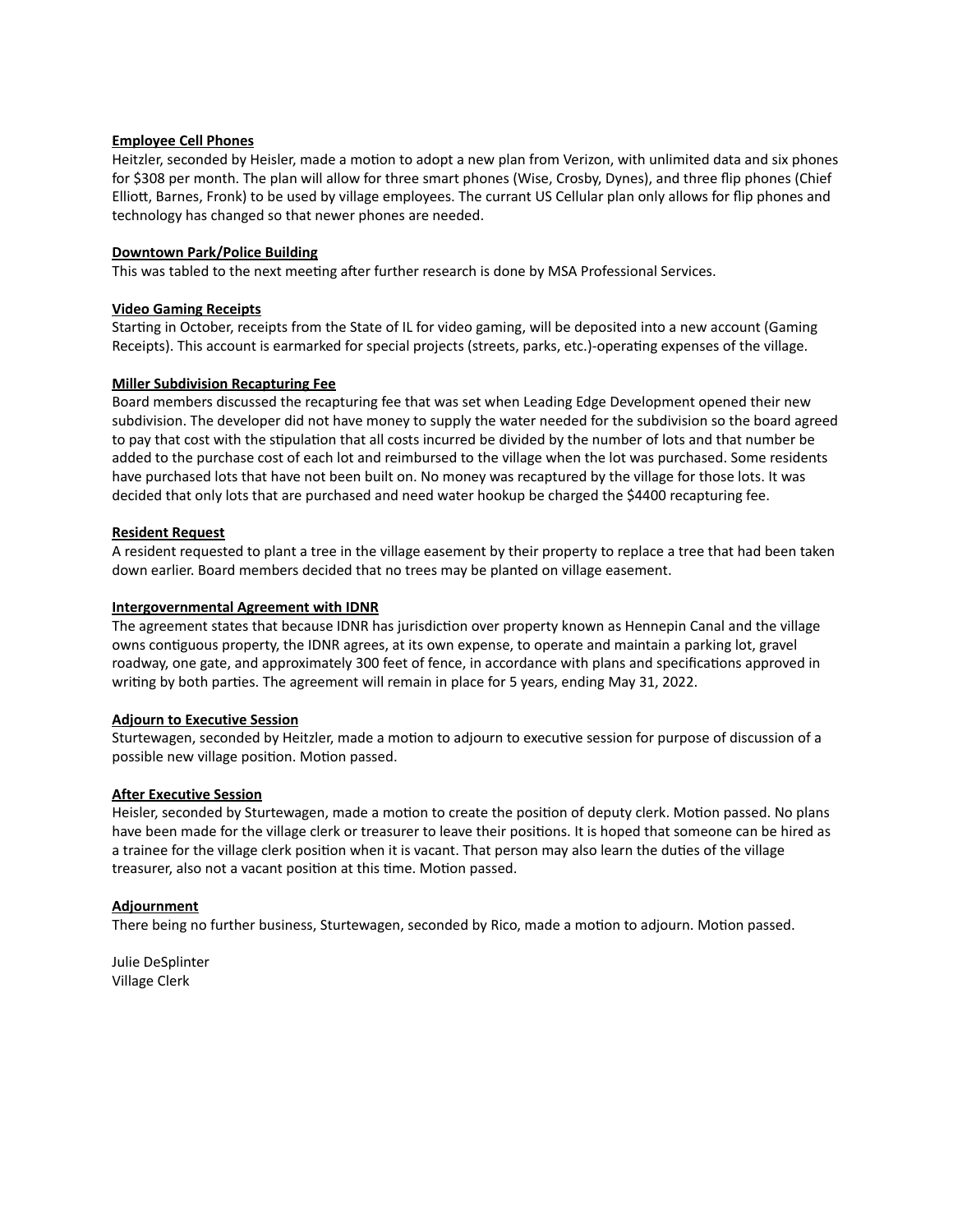**Employee Cell Phones**

Heitzler, seconded by Heisler, made a motion to adopt a new plan from Verizon, with unlimited data and six phones for $308 per month. The plan will allow for three smart phones (Wise, Crosby, Dynes), and three flip phones (Chief Elliott, Barnes, Fronk) to be used by village employees. The currant US Cellular plan only allows for flip phones and technology has changed so that newer phones are needed.

**Downtown Park/Police Building**

This was tabled to the next meeting after further research is done by MSA Professional Services.

**Video Gaming Receipts**

Starting in October, receipts from the State of IL for video gaming, will be deposited into a new account (Gaming Receipts). This account is earmarked for special projects (streets, parks, etc.)-operating expenses of the village.

**Miller Subdivision Recapturing Fee**

Board members discussed the recapturing fee that was set when Leading Edge Development opened their new subdivision. The developer did not have money to supply the water needed for the subdivision so the board agreed to pay that cost with the stipulation that all costs incurred be divided by the number of lots and that number be added to the purchase cost of each lot and reimbursed to the village when the lot was purchased. Some residents have purchased lots that have not been built on. No money was recaptured by the village for those lots. It was decided that only lots that are purchased and need water hookup be charged the $4400 recapturing fee.

**Resident Request**

A resident requested to plant a tree in the village easement by their property to replace a tree that had been taken down earlier. Board members decided that no trees may be planted on village easement.

**Intergovernmental Agreement with IDNR**

The agreement states that because IDNR has jurisdiction over property known as Hennepin Canal and the village owns contiguous property, the IDNR agrees, at its own expense, to operate and maintain a parking lot, gravel roadway, one gate, and approximately 300 feet of fence, in accordance with plans and specifications approved in writing by both parties. The agreement will remain in place for 5 years, ending May 31, 2022.

**Adjourn to Executive Session**

Sturtewagen, seconded by Heitzler, made a motion to adjourn to executive session for purpose of discussion of a possible new village position. Motion passed.

**After Executive Session**

Heisler, seconded by Sturtewagen, made a motion to create the position of deputy clerk. Motion passed. No plans have been made for the village clerk or treasurer to leave their positions. It is hoped that someone can be hired as a trainee for the village clerk position when it is vacant. That person may also learn the duties of the village treasurer, also not a vacant position at this time. Motion passed.

**Adjournment**

There being no further business, Sturtewagen, seconded by Rico, made a motion to adjourn. Motion passed.

Julie DeSplinter
Village Clerk